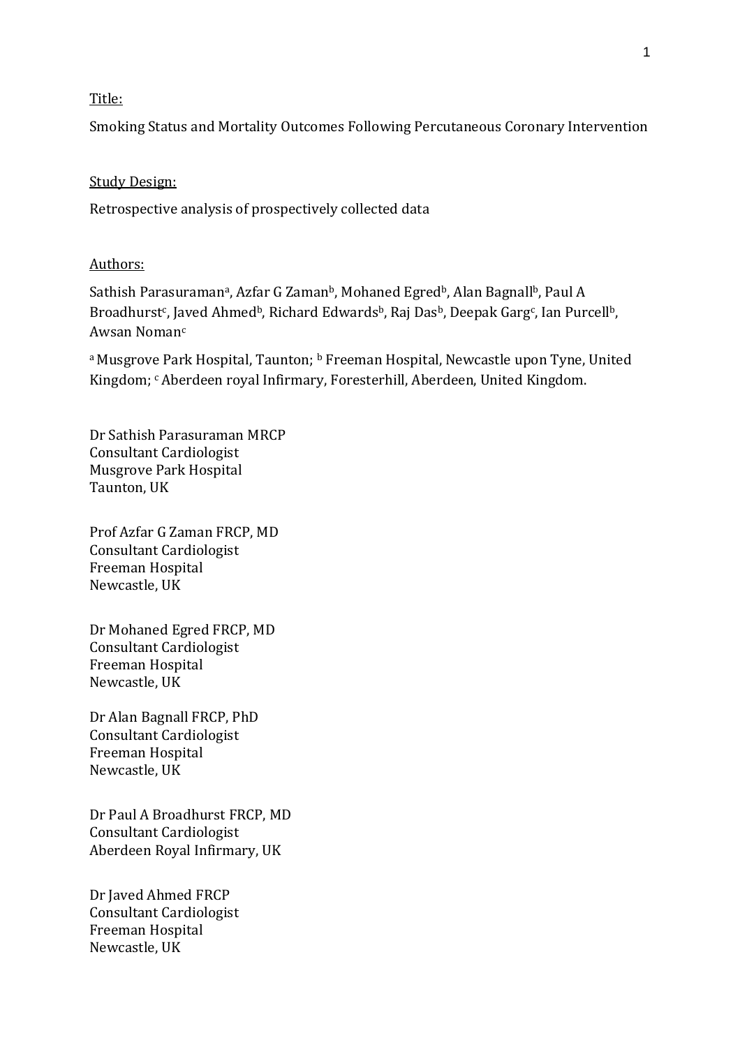Title:

Smoking Status and Mortality Outcomes Following Percutaneous Coronary Intervention

Study Design:

Retrospective analysis of prospectively collected data

Authors:

Sathish Parasuraman[a], Azfar G Zaman[b], Mohaned Egred[b], Alan Bagnall[b], Paul A Broadhurst[c], Javed Ahmed[b], Richard Edwards[b], Raj Das[b], Deepak Garg[c], Ian Purcell[b], Awsan Noman[c]

[a] Musgrove Park Hospital, Taunton; [b] Freeman Hospital, Newcastle upon Tyne, United Kingdom; [c] Aberdeen royal Infirmary, Foresterhill, Aberdeen, United Kingdom.

Dr Sathish Parasuraman MRCP
Consultant Cardiologist
Musgrove Park Hospital
Taunton, UK

Prof Azfar G Zaman FRCP, MD
Consultant Cardiologist
Freeman Hospital
Newcastle, UK

Dr Mohaned Egred FRCP, MD
Consultant Cardiologist
Freeman Hospital
Newcastle, UK

Dr Alan Bagnall FRCP, PhD
Consultant Cardiologist
Freeman Hospital
Newcastle, UK

Dr Paul A Broadhurst FRCP, MD
Consultant Cardiologist
Aberdeen Royal Infirmary, UK

Dr Javed Ahmed FRCP
Consultant Cardiologist
Freeman Hospital
Newcastle, UK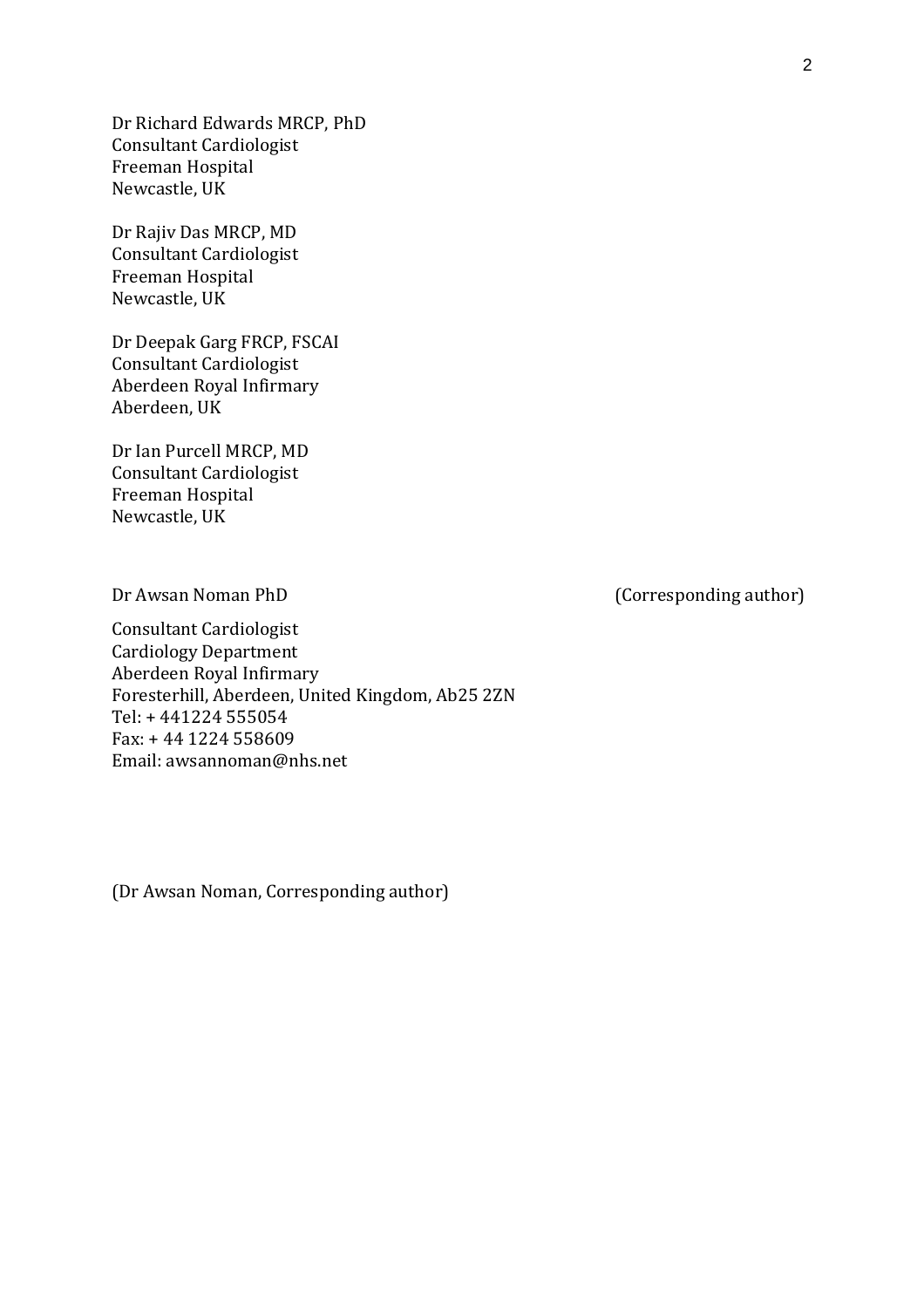Dr Richard Edwards MRCP, PhD
Consultant Cardiologist
Freeman Hospital
Newcastle, UK

Dr Rajiv Das MRCP, MD
Consultant Cardiologist
Freeman Hospital
Newcastle, UK

Dr Deepak Garg FRCP, FSCAI
Consultant Cardiologist
Aberdeen Royal Infirmary
Aberdeen, UK

Dr Ian Purcell MRCP, MD
Consultant Cardiologist
Freeman Hospital
Newcastle, UK

Dr Awsan Noman PhD (Corresponding author)

Consultant Cardiologist
Cardiology Department
Aberdeen Royal Infirmary
Foresterhill, Aberdeen, United Kingdom, Ab25 2ZN
Tel: + 441224 555054
Fax: + 44 1224 558609
Email: awsannoman@nhs.net

(Dr Awsan Noman, Corresponding author)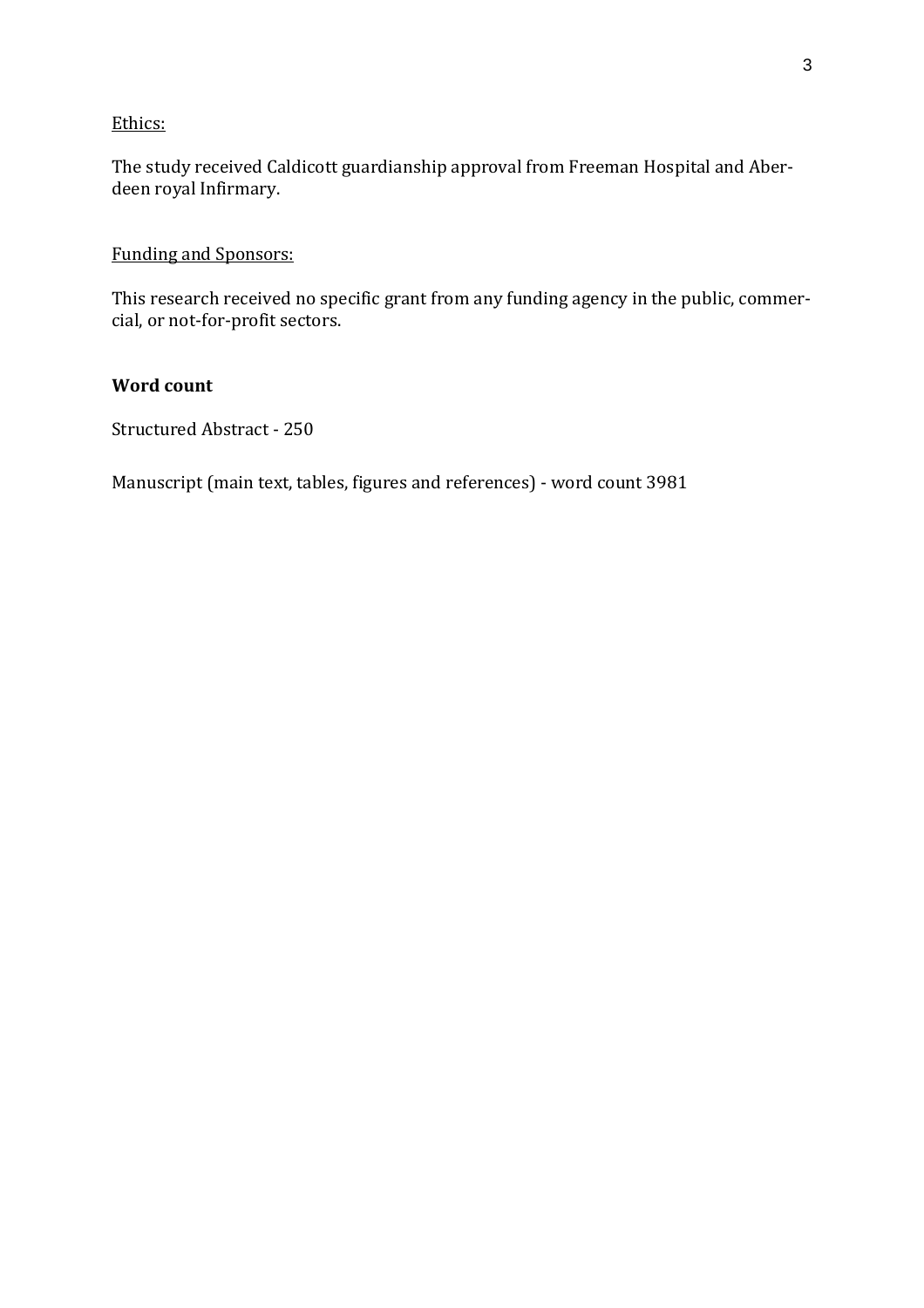<u>Ethics:</u>

The study received Caldicott guardianship approval from Freeman Hospital and Aberdeen royal Infirmary.

<u>Funding and Sponsors:</u>

This research received no specific grant from any funding agency in the public, commercial, or not-for-profit sectors.

**Word count**

Structured Abstract - 250

Manuscript (main text, tables, figures and references) - word count 3981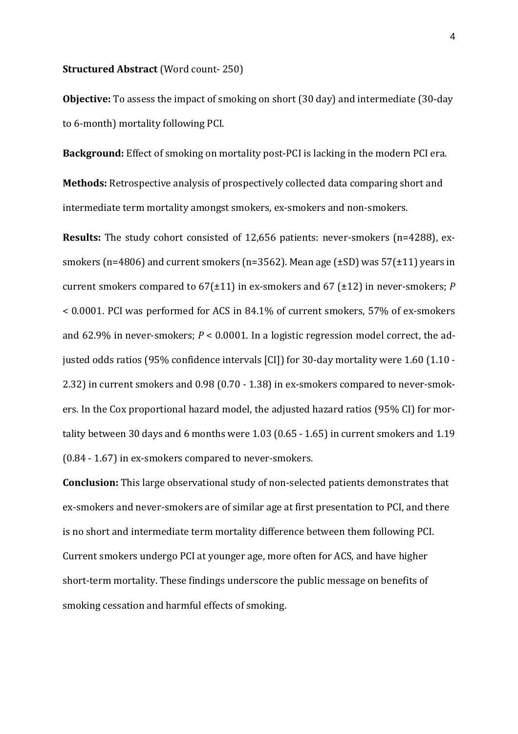**Structured Abstract** (Word count- 250)

**Objective:** To assess the impact of smoking on short (30 day) and intermediate (30-day to 6-month) mortality following PCI.

**Background:** Effect of smoking on mortality post-PCI is lacking in the modern PCI era.

**Methods:** Retrospective analysis of prospectively collected data comparing short and intermediate term mortality amongst smokers, ex-smokers and non-smokers.

**Results:** The study cohort consisted of 12,656 patients: never-smokers (n=4288), ex-smokers (n=4806) and current smokers (n=3562). Mean age (±SD) was 57(±11) years in current smokers compared to 67(±11) in ex-smokers and 67 (±12) in never-smokers; $P < 0.0001$. PCI was performed for ACS in 84.1% of current smokers, 57% of ex-smokers and 62.9% in never-smokers; $P < 0.0001$. In a logistic regression model correct, the adjusted odds ratios (95% confidence intervals [CI]) for 30-day mortality were 1.60 (1.10 - 2.32) in current smokers and 0.98 (0.70 - 1.38) in ex-smokers compared to never-smokers. In the Cox proportional hazard model, the adjusted hazard ratios (95% CI) for mortality between 30 days and 6 months were 1.03 (0.65 - 1.65) in current smokers and 1.19 (0.84 - 1.67) in ex-smokers compared to never-smokers.

**Conclusion:** This large observational study of non-selected patients demonstrates that ex-smokers and never-smokers are of similar age at first presentation to PCI, and there is no short and intermediate term mortality difference between them following PCI. Current smokers undergo PCI at younger age, more often for ACS, and have higher short-term mortality. These findings underscore the public message on benefits of smoking cessation and harmful effects of smoking.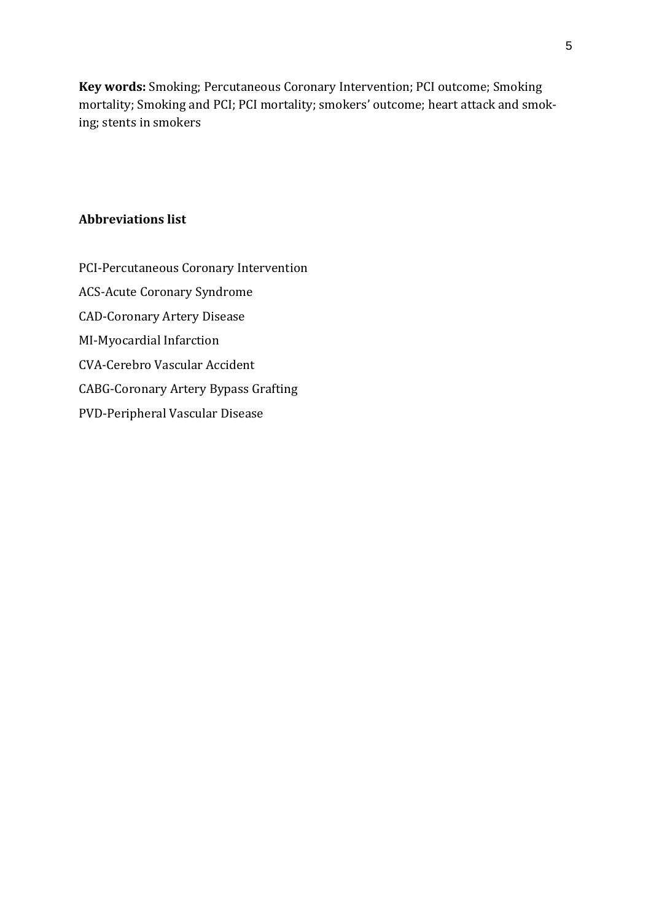**Key words:** Smoking; Percutaneous Coronary Intervention; PCI outcome; Smoking mortality; Smoking and PCI; PCI mortality; smokers' outcome; heart attack and smoking; stents in smokers

## Abbreviations list

PCI-Percutaneous Coronary Intervention

ACS-Acute Coronary Syndrome

CAD-Coronary Artery Disease

MI-Myocardial Infarction

CVA-Cerebro Vascular Accident

CABG-Coronary Artery Bypass Grafting

PVD-Peripheral Vascular Disease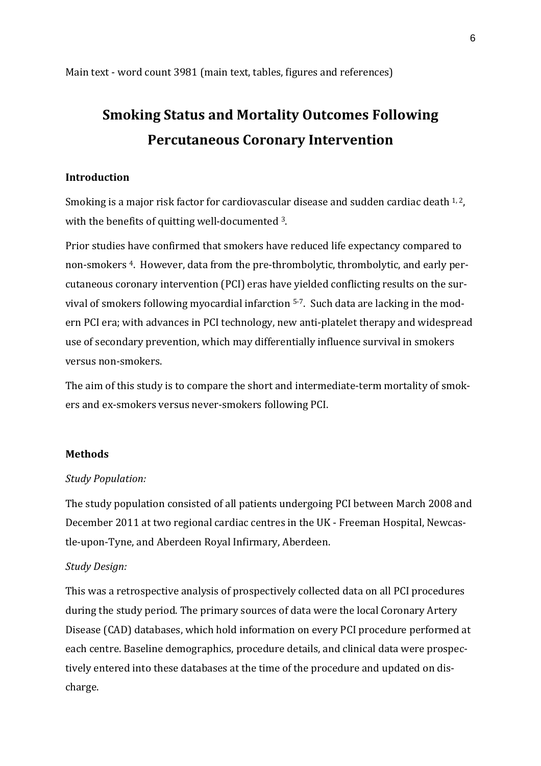Main text - word count 3981 (main text, tables, figures and references)

# Smoking Status and Mortality Outcomes Following Percutaneous Coronary Intervention

## Introduction

Smoking is a major risk factor for cardiovascular disease and sudden cardiac death [1, 2], with the benefits of quitting well-documented [3].

Prior studies have confirmed that smokers have reduced life expectancy compared to non-smokers [4]. However, data from the pre-thrombolytic, thrombolytic, and early percutaneous coronary intervention (PCI) eras have yielded conflicting results on the survival of smokers following myocardial infarction [5-7]. Such data are lacking in the modern PCI era; with advances in PCI technology, new anti-platelet therapy and widespread use of secondary prevention, which may differentially influence survival in smokers versus non-smokers.

The aim of this study is to compare the short and intermediate-term mortality of smokers and ex-smokers versus never-smokers following PCI.

## Methods

*Study Population:*

The study population consisted of all patients undergoing PCI between March 2008 and December 2011 at two regional cardiac centres in the UK - Freeman Hospital, Newcastle-upon-Tyne, and Aberdeen Royal Infirmary, Aberdeen.

*Study Design:*

This was a retrospective analysis of prospectively collected data on all PCI procedures during the study period. The primary sources of data were the local Coronary Artery Disease (CAD) databases, which hold information on every PCI procedure performed at each centre. Baseline demographics, procedure details, and clinical data were prospectively entered into these databases at the time of the procedure and updated on discharge.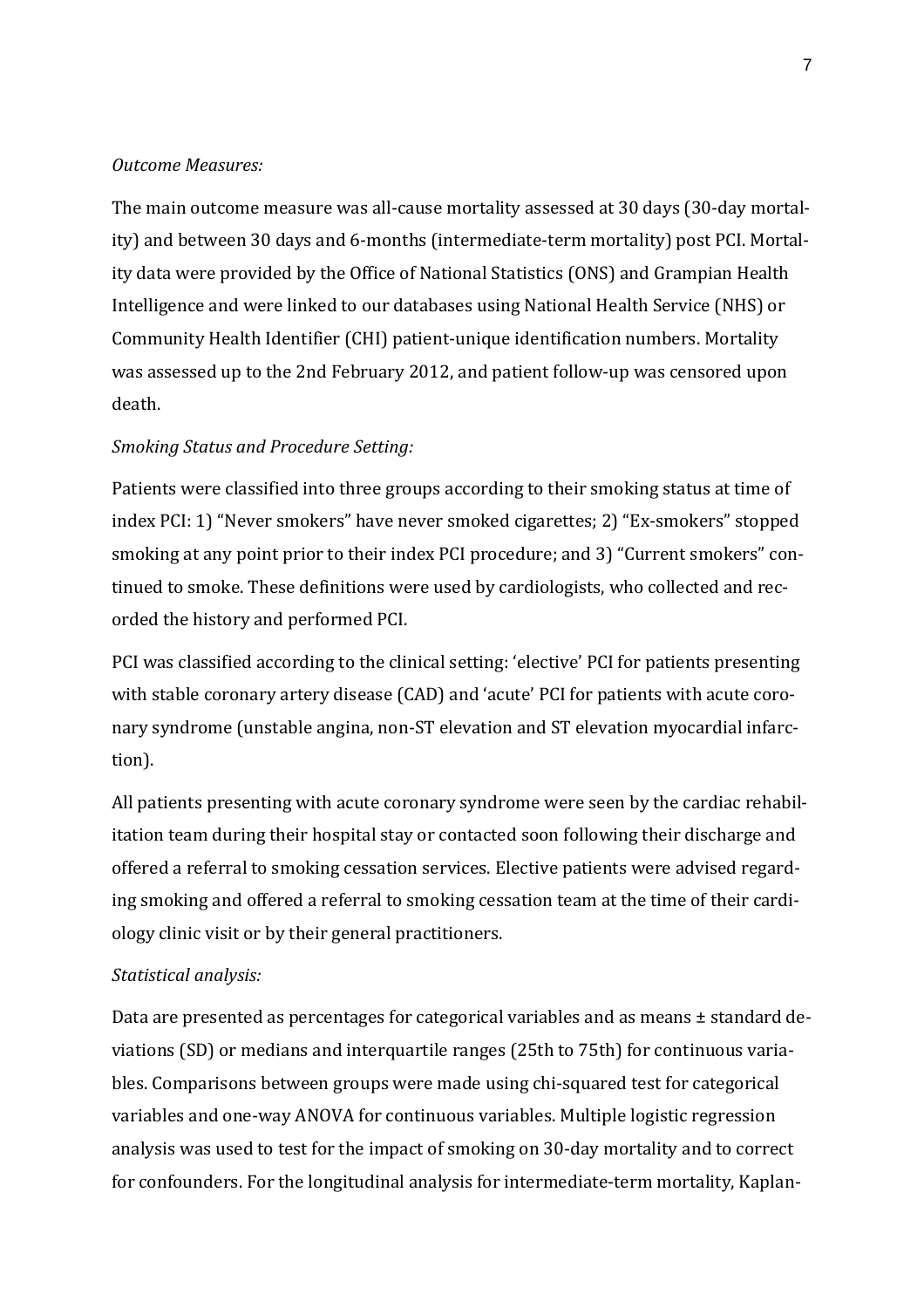*Outcome Measures:*

The main outcome measure was all-cause mortality assessed at 30 days (30-day mortality) and between 30 days and 6-months (intermediate-term mortality) post PCI. Mortality data were provided by the Office of National Statistics (ONS) and Grampian Health Intelligence and were linked to our databases using National Health Service (NHS) or Community Health Identifier (CHI) patient-unique identification numbers. Mortality was assessed up to the 2nd February 2012, and patient follow-up was censored upon death.

*Smoking Status and Procedure Setting:*

Patients were classified into three groups according to their smoking status at time of index PCI: 1) "Never smokers" have never smoked cigarettes; 2) "Ex-smokers" stopped smoking at any point prior to their index PCI procedure; and 3) "Current smokers" continued to smoke. These definitions were used by cardiologists, who collected and recorded the history and performed PCI.

PCI was classified according to the clinical setting: 'elective' PCI for patients presenting with stable coronary artery disease (CAD) and 'acute' PCI for patients with acute coronary syndrome (unstable angina, non-ST elevation and ST elevation myocardial infarction).

All patients presenting with acute coronary syndrome were seen by the cardiac rehabilitation team during their hospital stay or contacted soon following their discharge and offered a referral to smoking cessation services. Elective patients were advised regarding smoking and offered a referral to smoking cessation team at the time of their cardiology clinic visit or by their general practitioners.

*Statistical analysis:*

Data are presented as percentages for categorical variables and as means ± standard deviations (SD) or medians and interquartile ranges (25th to 75th) for continuous variables. Comparisons between groups were made using chi-squared test for categorical variables and one-way ANOVA for continuous variables. Multiple logistic regression analysis was used to test for the impact of smoking on 30-day mortality and to correct for confounders. For the longitudinal analysis for intermediate-term mortality, Kaplan-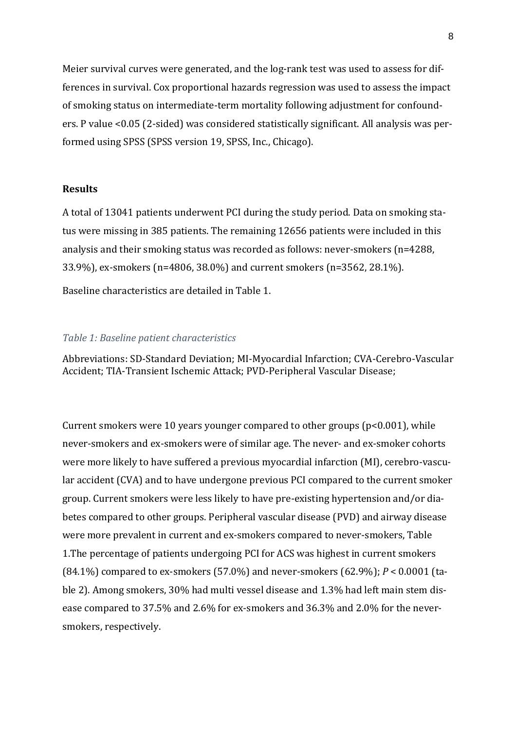Meier survival curves were generated, and the log-rank test was used to assess for differences in survival. Cox proportional hazards regression was used to assess the impact of smoking status on intermediate-term mortality following adjustment for confounders. P value <0.05 (2-sided) was considered statistically significant. All analysis was performed using SPSS (SPSS version 19, SPSS, Inc., Chicago).

## Results

A total of 13041 patients underwent PCI during the study period. Data on smoking status were missing in 385 patients. The remaining 12656 patients were included in this analysis and their smoking status was recorded as follows: never-smokers (n=4288, 33.9%), ex-smokers (n=4806, 38.0%) and current smokers (n=3562, 28.1%).

Baseline characteristics are detailed in Table 1.

*Table 1: Baseline patient characteristics*

Abbreviations: SD-Standard Deviation; MI-Myocardial Infarction; CVA-Cerebro-Vascular Accident; TIA-Transient Ischemic Attack; PVD-Peripheral Vascular Disease;

Current smokers were 10 years younger compared to other groups ($p<0.001$), while never-smokers and ex-smokers were of similar age. The never- and ex-smoker cohorts were more likely to have suffered a previous myocardial infarction (MI), cerebro-vascular accident (CVA) and to have undergone previous PCI compared to the current smoker group. Current smokers were less likely to have pre-existing hypertension and/or diabetes compared to other groups. Peripheral vascular disease (PVD) and airway disease were more prevalent in current and ex-smokers compared to never-smokers, Table 1.The percentage of patients undergoing PCI for ACS was highest in current smokers (84.1%) compared to ex-smokers (57.0%) and never-smokers (62.9%); $P < 0.0001$ (table 2). Among smokers, 30% had multi vessel disease and 1.3% had left main stem disease compared to 37.5% and 2.6% for ex-smokers and 36.3% and 2.0% for the never-smokers, respectively.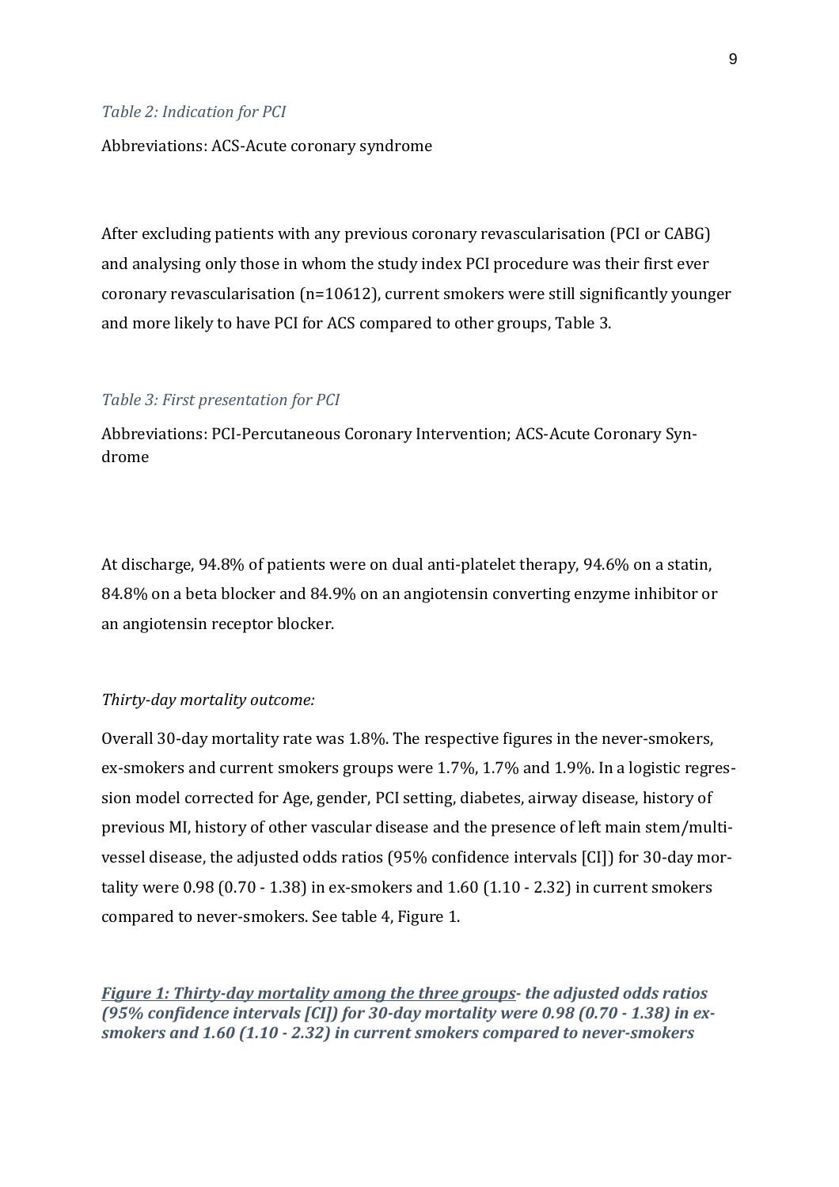*Table 2: Indication for PCI*

Abbreviations: ACS-Acute coronary syndrome

After excluding patients with any previous coronary revascularisation (PCI or CABG) and analysing only those in whom the study index PCI procedure was their first ever coronary revascularisation (n=10612), current smokers were still significantly younger and more likely to have PCI for ACS compared to other groups, Table 3.

*Table 3: First presentation for PCI*

Abbreviations: PCI-Percutaneous Coronary Intervention; ACS-Acute Coronary Syndrome

At discharge, 94.8% of patients were on dual anti-platelet therapy, 94.6% on a statin, 84.8% on a beta blocker and 84.9% on an angiotensin converting enzyme inhibitor or an angiotensin receptor blocker.

*Thirty-day mortality outcome:*

Overall 30-day mortality rate was 1.8%. The respective figures in the never-smokers, ex-smokers and current smokers groups were 1.7%, 1.7% and 1.9%. In a logistic regression model corrected for Age, gender, PCI setting, diabetes, airway disease, history of previous MI, history of other vascular disease and the presence of left main stem/multi-vessel disease, the adjusted odds ratios (95% confidence intervals [CI]) for 30-day mortality were 0.98 (0.70 - 1.38) in ex-smokers and 1.60 (1.10 - 2.32) in current smokers compared to never-smokers. See table 4, Figure 1.

***Figure 1: Thirty-day mortality among the three groups- the adjusted odds ratios (95% confidence intervals [CI]) for 30-day mortality were 0.98 (0.70 - 1.38) in ex-smokers and 1.60 (1.10 - 2.32) in current smokers compared to never-smokers***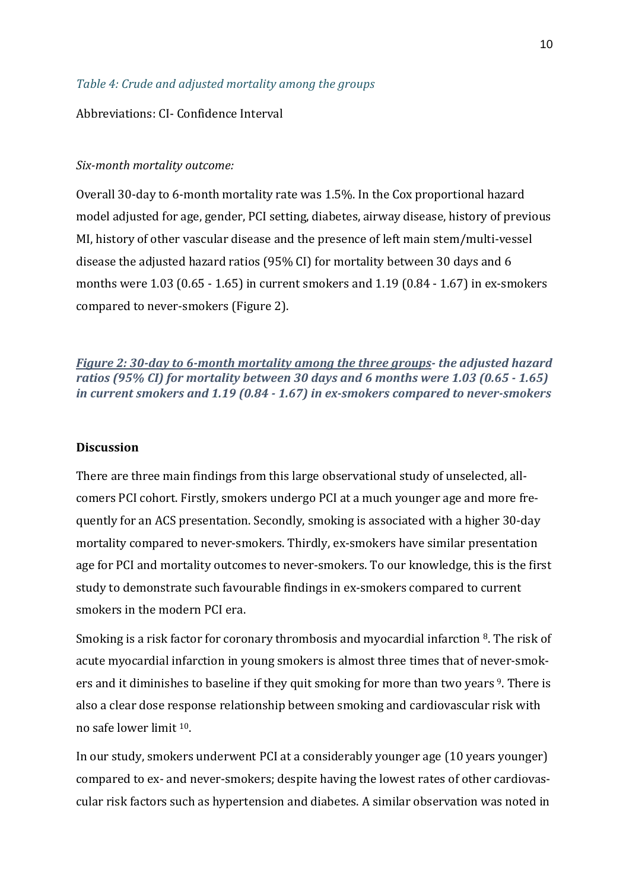*Table 4: Crude and adjusted mortality among the groups*

Abbreviations: CI- Confidence Interval

*Six-month mortality outcome:*

Overall 30-day to 6-month mortality rate was 1.5%. In the Cox proportional hazard model adjusted for age, gender, PCI setting, diabetes, airway disease, history of previous MI, history of other vascular disease and the presence of left main stem/multi-vessel disease the adjusted hazard ratios (95% CI) for mortality between 30 days and 6 months were 1.03 (0.65 - 1.65) in current smokers and 1.19 (0.84 - 1.67) in ex-smokers compared to never-smokers (Figure 2).

***Figure 2: 30-day to 6-month mortality among the three groups- the adjusted hazard ratios (95% CI) for mortality between 30 days and 6 months were 1.03 (0.65 - 1.65) in current smokers and 1.19 (0.84 - 1.67) in ex-smokers compared to never-smokers***

**Discussion**

There are three main findings from this large observational study of unselected, all-comers PCI cohort. Firstly, smokers undergo PCI at a much younger age and more frequently for an ACS presentation. Secondly, smoking is associated with a higher 30-day mortality compared to never-smokers. Thirdly, ex-smokers have similar presentation age for PCI and mortality outcomes to never-smokers. To our knowledge, this is the first study to demonstrate such favourable findings in ex-smokers compared to current smokers in the modern PCI era.

Smoking is a risk factor for coronary thrombosis and myocardial infarction [8]. The risk of acute myocardial infarction in young smokers is almost three times that of never-smokers and it diminishes to baseline if they quit smoking for more than two years [9]. There is also a clear dose response relationship between smoking and cardiovascular risk with no safe lower limit [10].

In our study, smokers underwent PCI at a considerably younger age (10 years younger) compared to ex- and never-smokers; despite having the lowest rates of other cardiovascular risk factors such as hypertension and diabetes. A similar observation was noted in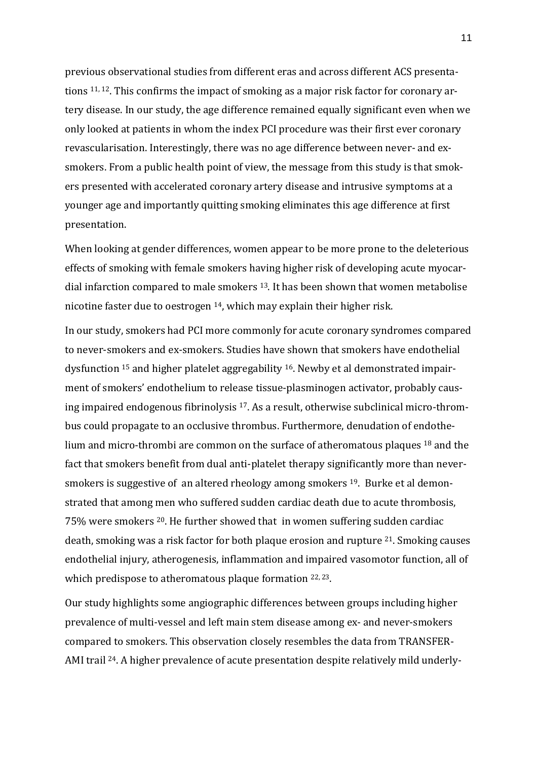previous observational studies from different eras and across different ACS presentations [11, 12]. This confirms the impact of smoking as a major risk factor for coronary artery disease. In our study, the age difference remained equally significant even when we only looked at patients in whom the index PCI procedure was their first ever coronary revascularisation. Interestingly, there was no age difference between never- and ex-smokers. From a public health point of view, the message from this study is that smokers presented with accelerated coronary artery disease and intrusive symptoms at a younger age and importantly quitting smoking eliminates this age difference at first presentation.

When looking at gender differences, women appear to be more prone to the deleterious effects of smoking with female smokers having higher risk of developing acute myocardial infarction compared to male smokers [13]. It has been shown that women metabolise nicotine faster due to oestrogen [14], which may explain their higher risk.

In our study, smokers had PCI more commonly for acute coronary syndromes compared to never-smokers and ex-smokers. Studies have shown that smokers have endothelial dysfunction [15] and higher platelet aggregability [16]. Newby et al demonstrated impairment of smokers' endothelium to release tissue-plasminogen activator, probably causing impaired endogenous fibrinolysis [17]. As a result, otherwise subclinical micro-thrombus could propagate to an occlusive thrombus. Furthermore, denudation of endothelium and micro-thrombi are common on the surface of atheromatous plaques [18] and the fact that smokers benefit from dual anti-platelet therapy significantly more than never-smokers is suggestive of an altered rheology among smokers [19]. Burke et al demonstrated that among men who suffered sudden cardiac death due to acute thrombosis, 75% were smokers [20]. He further showed that in women suffering sudden cardiac death, smoking was a risk factor for both plaque erosion and rupture [21]. Smoking causes endothelial injury, atherogenesis, inflammation and impaired vasomotor function, all of which predispose to atheromatous plaque formation [22, 23].

Our study highlights some angiographic differences between groups including higher prevalence of multi-vessel and left main stem disease among ex- and never-smokers compared to smokers. This observation closely resembles the data from TRANSFER-AMI trail [24]. A higher prevalence of acute presentation despite relatively mild underly-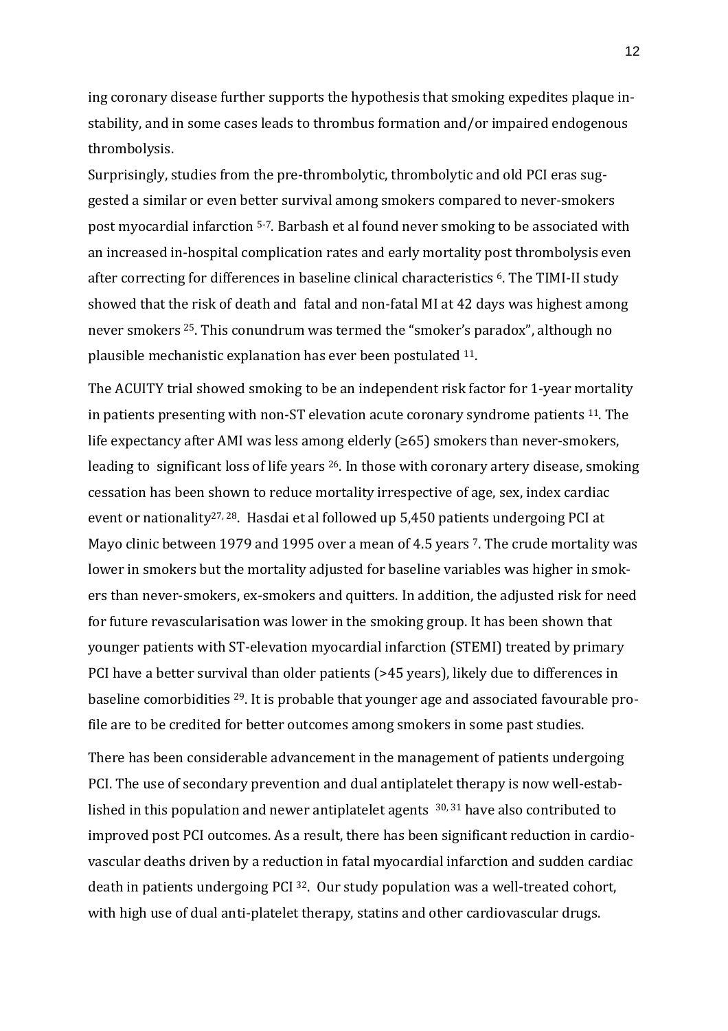ing coronary disease further supports the hypothesis that smoking expedites plaque instability, and in some cases leads to thrombus formation and/or impaired endogenous thrombolysis.

Surprisingly, studies from the pre-thrombolytic, thrombolytic and old PCI eras suggested a similar or even better survival among smokers compared to never-smokers post myocardial infarction [5-7]. Barbash et al found never smoking to be associated with an increased in-hospital complication rates and early mortality post thrombolysis even after correcting for differences in baseline clinical characteristics [6]. The TIMI-II study showed that the risk of death and fatal and non-fatal MI at 42 days was highest among never smokers [25]. This conundrum was termed the "smoker's paradox", although no plausible mechanistic explanation has ever been postulated [11].

The ACUITY trial showed smoking to be an independent risk factor for 1-year mortality in patients presenting with non-ST elevation acute coronary syndrome patients [11]. The life expectancy after AMI was less among elderly (≥65) smokers than never-smokers, leading to significant loss of life years [26]. In those with coronary artery disease, smoking cessation has been shown to reduce mortality irrespective of age, sex, index cardiac event or nationality[27, 28]. Hasdai et al followed up 5,450 patients undergoing PCI at Mayo clinic between 1979 and 1995 over a mean of 4.5 years [7]. The crude mortality was lower in smokers but the mortality adjusted for baseline variables was higher in smokers than never-smokers, ex-smokers and quitters. In addition, the adjusted risk for need for future revascularisation was lower in the smoking group. It has been shown that younger patients with ST-elevation myocardial infarction (STEMI) treated by primary PCI have a better survival than older patients (>45 years), likely due to differences in baseline comorbidities [29]. It is probable that younger age and associated favourable profile are to be credited for better outcomes among smokers in some past studies.

There has been considerable advancement in the management of patients undergoing PCI. The use of secondary prevention and dual antiplatelet therapy is now well-established in this population and newer antiplatelet agents [30, 31] have also contributed to improved post PCI outcomes. As a result, there has been significant reduction in cardiovascular deaths driven by a reduction in fatal myocardial infarction and sudden cardiac death in patients undergoing PCI [32]. Our study population was a well-treated cohort, with high use of dual anti-platelet therapy, statins and other cardiovascular drugs.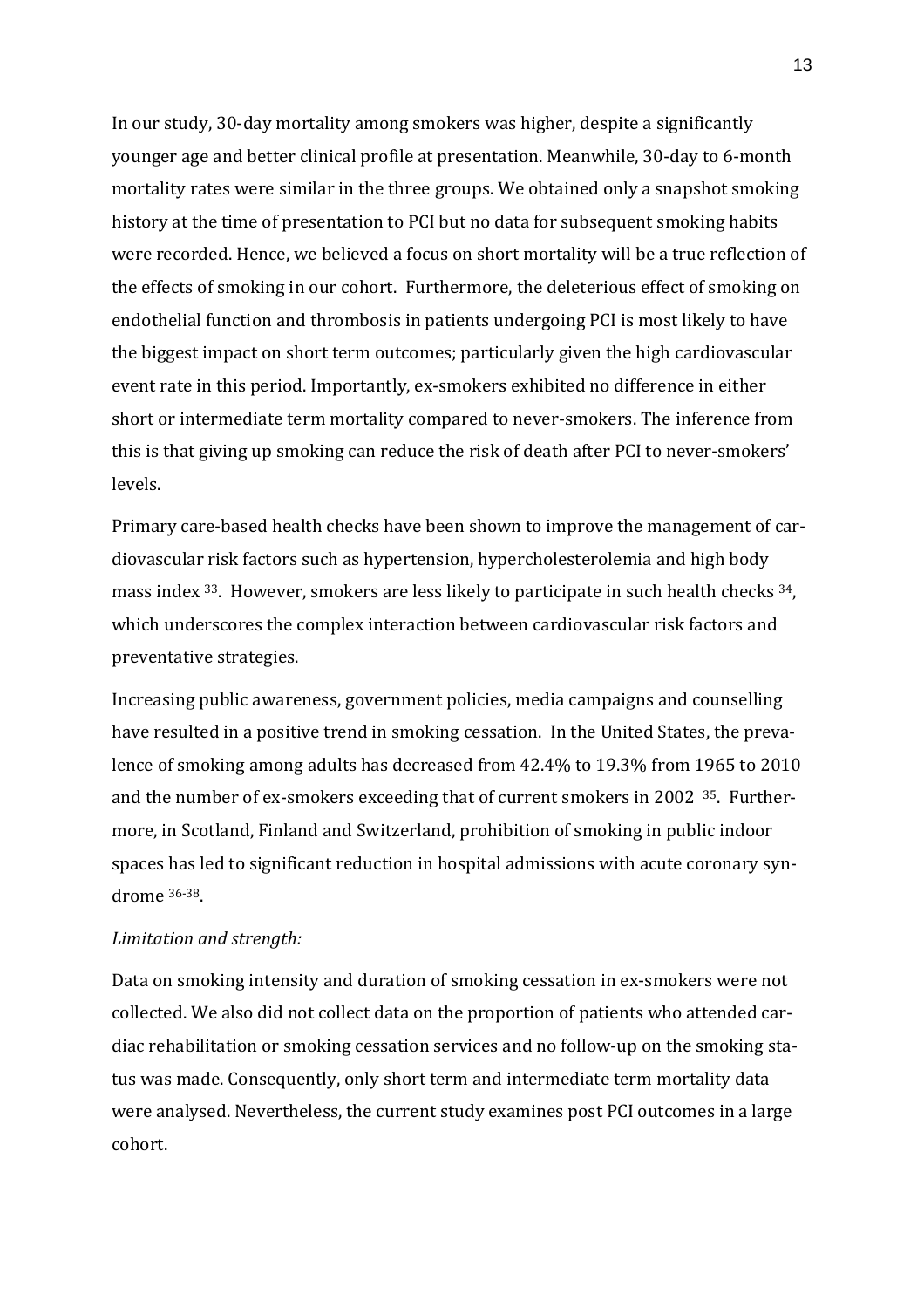In our study, 30-day mortality among smokers was higher, despite a significantly younger age and better clinical profile at presentation. Meanwhile, 30-day to 6-month mortality rates were similar in the three groups. We obtained only a snapshot smoking history at the time of presentation to PCI but no data for subsequent smoking habits were recorded. Hence, we believed a focus on short mortality will be a true reflection of the effects of smoking in our cohort. Furthermore, the deleterious effect of smoking on endothelial function and thrombosis in patients undergoing PCI is most likely to have the biggest impact on short term outcomes; particularly given the high cardiovascular event rate in this period. Importantly, ex-smokers exhibited no difference in either short or intermediate term mortality compared to never-smokers. The inference from this is that giving up smoking can reduce the risk of death after PCI to never-smokers' levels.

Primary care-based health checks have been shown to improve the management of cardiovascular risk factors such as hypertension, hypercholesterolemia and high body mass index [33]. However, smokers are less likely to participate in such health checks [34], which underscores the complex interaction between cardiovascular risk factors and preventative strategies.

Increasing public awareness, government policies, media campaigns and counselling have resulted in a positive trend in smoking cessation. In the United States, the prevalence of smoking among adults has decreased from 42.4% to 19.3% from 1965 to 2010 and the number of ex-smokers exceeding that of current smokers in 2002 [35]. Furthermore, in Scotland, Finland and Switzerland, prohibition of smoking in public indoor spaces has led to significant reduction in hospital admissions with acute coronary syndrome [36-38].

*Limitation and strength:*

Data on smoking intensity and duration of smoking cessation in ex-smokers were not collected. We also did not collect data on the proportion of patients who attended cardiac rehabilitation or smoking cessation services and no follow-up on the smoking status was made. Consequently, only short term and intermediate term mortality data were analysed. Nevertheless, the current study examines post PCI outcomes in a large cohort.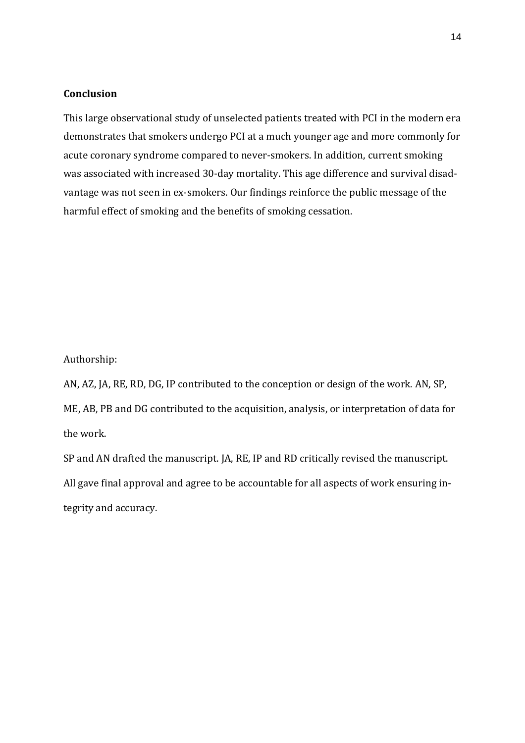## Conclusion

This large observational study of unselected patients treated with PCI in the modern era demonstrates that smokers undergo PCI at a much younger age and more commonly for acute coronary syndrome compared to never-smokers. In addition, current smoking was associated with increased 30-day mortality. This age difference and survival disadvantage was not seen in ex-smokers. Our findings reinforce the public message of the harmful effect of smoking and the benefits of smoking cessation.

Authorship:

AN, AZ, JA, RE, RD, DG, IP contributed to the conception or design of the work. AN, SP, ME, AB, PB and DG contributed to the acquisition, analysis, or interpretation of data for the work.

SP and AN drafted the manuscript. JA, RE, IP and RD critically revised the manuscript. All gave final approval and agree to be accountable for all aspects of work ensuring integrity and accuracy.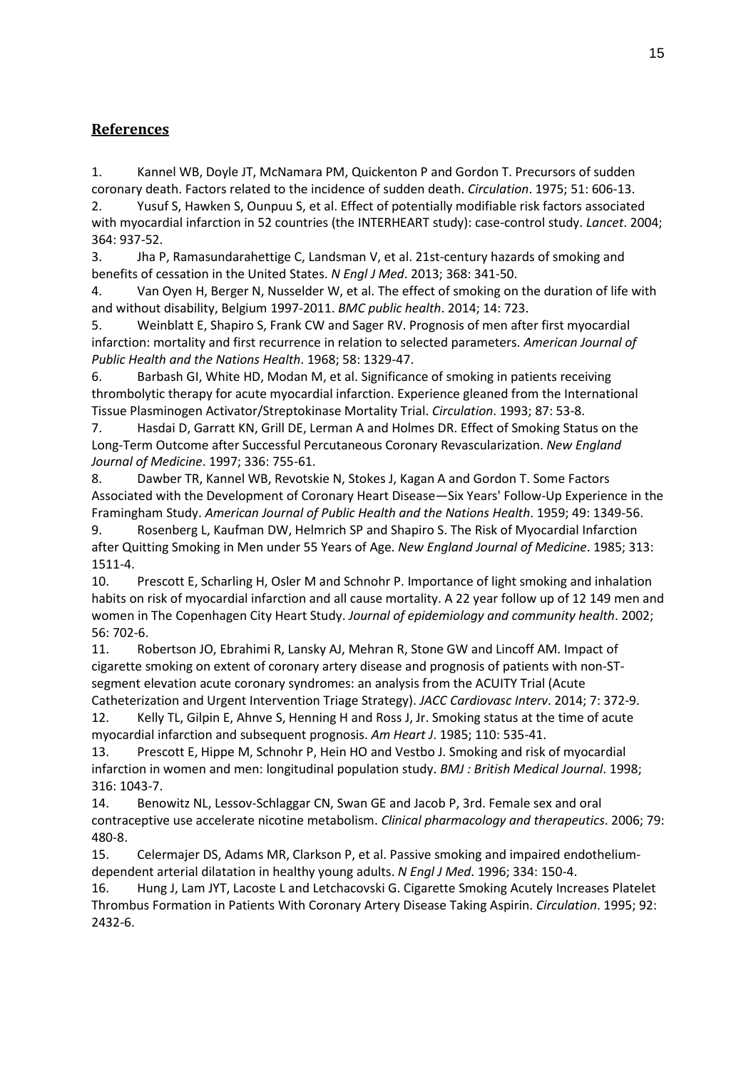## References

1. Kannel WB, Doyle JT, McNamara PM, Quickenton P and Gordon T. Precursors of sudden coronary death. Factors related to the incidence of sudden death. *Circulation*. 1975; 51: 606-13.
2. Yusuf S, Hawken S, Ounpuu S, et al. Effect of potentially modifiable risk factors associated with myocardial infarction in 52 countries (the INTERHEART study): case-control study. *Lancet*. 2004; 364: 937-52.
3. Jha P, Ramasundarahettige C, Landsman V, et al. 21st-century hazards of smoking and benefits of cessation in the United States. *N Engl J Med*. 2013; 368: 341-50.
4. Van Oyen H, Berger N, Nusselder W, et al. The effect of smoking on the duration of life with and without disability, Belgium 1997-2011. *BMC public health*. 2014; 14: 723.
5. Weinblatt E, Shapiro S, Frank CW and Sager RV. Prognosis of men after first myocardial infarction: mortality and first recurrence in relation to selected parameters. *American Journal of Public Health and the Nations Health*. 1968; 58: 1329-47.
6. Barbash GI, White HD, Modan M, et al. Significance of smoking in patients receiving thrombolytic therapy for acute myocardial infarction. Experience gleaned from the International Tissue Plasminogen Activator/Streptokinase Mortality Trial. *Circulation*. 1993; 87: 53-8.
7. Hasdai D, Garratt KN, Grill DE, Lerman A and Holmes DR. Effect of Smoking Status on the Long-Term Outcome after Successful Percutaneous Coronary Revascularization. *New England Journal of Medicine*. 1997; 336: 755-61.
8. Dawber TR, Kannel WB, Revotskie N, Stokes J, Kagan A and Gordon T. Some Factors Associated with the Development of Coronary Heart Disease—Six Years' Follow-Up Experience in the Framingham Study. *American Journal of Public Health and the Nations Health*. 1959; 49: 1349-56.
9. Rosenberg L, Kaufman DW, Helmrich SP and Shapiro S. The Risk of Myocardial Infarction after Quitting Smoking in Men under 55 Years of Age. *New England Journal of Medicine*. 1985; 313: 1511-4.
10. Prescott E, Scharling H, Osler M and Schnohr P. Importance of light smoking and inhalation habits on risk of myocardial infarction and all cause mortality. A 22 year follow up of 12 149 men and women in The Copenhagen City Heart Study. *Journal of epidemiology and community health*. 2002; 56: 702-6.
11. Robertson JO, Ebrahimi R, Lansky AJ, Mehran R, Stone GW and Lincoff AM. Impact of cigarette smoking on extent of coronary artery disease and prognosis of patients with non-ST-segment elevation acute coronary syndromes: an analysis from the ACUITY Trial (Acute Catheterization and Urgent Intervention Triage Strategy). *JACC Cardiovasc Interv*. 2014; 7: 372-9.
12. Kelly TL, Gilpin E, Ahnve S, Henning H and Ross J, Jr. Smoking status at the time of acute myocardial infarction and subsequent prognosis. *Am Heart J*. 1985; 110: 535-41.
13. Prescott E, Hippe M, Schnohr P, Hein HO and Vestbo J. Smoking and risk of myocardial infarction in women and men: longitudinal population study. *BMJ : British Medical Journal*. 1998; 316: 1043-7.
14. Benowitz NL, Lessov-Schlaggar CN, Swan GE and Jacob P, 3rd. Female sex and oral contraceptive use accelerate nicotine metabolism. *Clinical pharmacology and therapeutics*. 2006; 79: 480-8.
15. Celermajer DS, Adams MR, Clarkson P, et al. Passive smoking and impaired endothelium-dependent arterial dilatation in healthy young adults. *N Engl J Med*. 1996; 334: 150-4.
16. Hung J, Lam JYT, Lacoste L and Letchacovski G. Cigarette Smoking Acutely Increases Platelet Thrombus Formation in Patients With Coronary Artery Disease Taking Aspirin. *Circulation*. 1995; 92: 2432-6.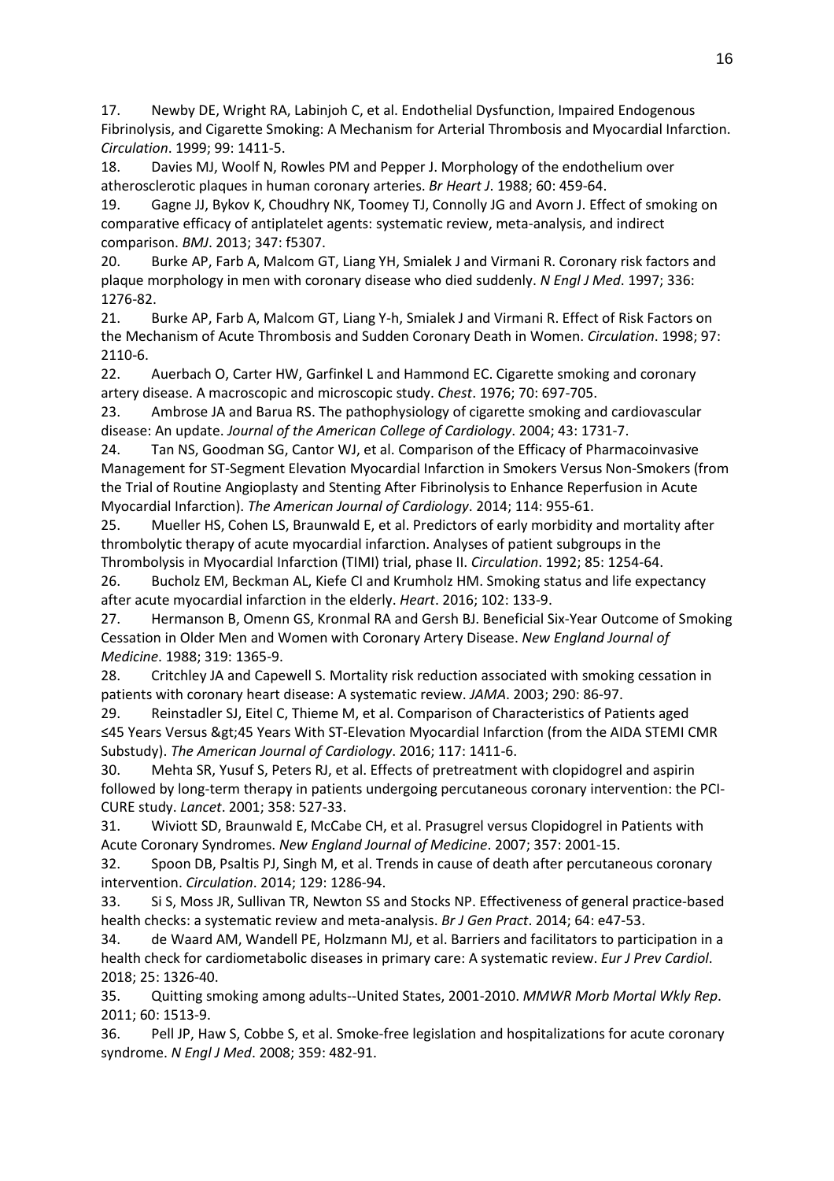17. Newby DE, Wright RA, Labinjoh C, et al. Endothelial Dysfunction, Impaired Endogenous Fibrinolysis, and Cigarette Smoking: A Mechanism for Arterial Thrombosis and Myocardial Infarction. *Circulation*. 1999; 99: 1411-5.

18. Davies MJ, Woolf N, Rowles PM and Pepper J. Morphology of the endothelium over atherosclerotic plaques in human coronary arteries. *Br Heart J*. 1988; 60: 459-64.

19. Gagne JJ, Bykov K, Choudhry NK, Toomey TJ, Connolly JG and Avorn J. Effect of smoking on comparative efficacy of antiplatelet agents: systematic review, meta-analysis, and indirect comparison. *BMJ*. 2013; 347: f5307.

20. Burke AP, Farb A, Malcom GT, Liang YH, Smialek J and Virmani R. Coronary risk factors and plaque morphology in men with coronary disease who died suddenly. *N Engl J Med*. 1997; 336: 1276-82.

21. Burke AP, Farb A, Malcom GT, Liang Y-h, Smialek J and Virmani R. Effect of Risk Factors on the Mechanism of Acute Thrombosis and Sudden Coronary Death in Women. *Circulation*. 1998; 97: 2110-6.

22. Auerbach O, Carter HW, Garfinkel L and Hammond EC. Cigarette smoking and coronary artery disease. A macroscopic and microscopic study. *Chest*. 1976; 70: 697-705.

23. Ambrose JA and Barua RS. The pathophysiology of cigarette smoking and cardiovascular disease: An update. *Journal of the American College of Cardiology*. 2004; 43: 1731-7.

24. Tan NS, Goodman SG, Cantor WJ, et al. Comparison of the Efficacy of Pharmacoinvasive Management for ST-Segment Elevation Myocardial Infarction in Smokers Versus Non-Smokers (from the Trial of Routine Angioplasty and Stenting After Fibrinolysis to Enhance Reperfusion in Acute Myocardial Infarction). *The American Journal of Cardiology*. 2014; 114: 955-61.

25. Mueller HS, Cohen LS, Braunwald E, et al. Predictors of early morbidity and mortality after thrombolytic therapy of acute myocardial infarction. Analyses of patient subgroups in the Thrombolysis in Myocardial Infarction (TIMI) trial, phase II. *Circulation*. 1992; 85: 1254-64.

26. Bucholz EM, Beckman AL, Kiefe CI and Krumholz HM. Smoking status and life expectancy after acute myocardial infarction in the elderly. *Heart*. 2016; 102: 133-9.

27. Hermanson B, Omenn GS, Kronmal RA and Gersh BJ. Beneficial Six-Year Outcome of Smoking Cessation in Older Men and Women with Coronary Artery Disease. *New England Journal of Medicine*. 1988; 319: 1365-9.

28. Critchley JA and Capewell S. Mortality risk reduction associated with smoking cessation in patients with coronary heart disease: A systematic review. *JAMA*. 2003; 290: 86-97.

29. Reinstadler SJ, Eitel C, Thieme M, et al. Comparison of Characteristics of Patients aged ≤45 Years Versus &gt;45 Years With ST-Elevation Myocardial Infarction (from the AIDA STEMI CMR Substudy). *The American Journal of Cardiology*. 2016; 117: 1411-6.

30. Mehta SR, Yusuf S, Peters RJ, et al. Effects of pretreatment with clopidogrel and aspirin followed by long-term therapy in patients undergoing percutaneous coronary intervention: the PCI-CURE study. *Lancet*. 2001; 358: 527-33.

31. Wiviott SD, Braunwald E, McCabe CH, et al. Prasugrel versus Clopidogrel in Patients with Acute Coronary Syndromes. *New England Journal of Medicine*. 2007; 357: 2001-15.

32. Spoon DB, Psaltis PJ, Singh M, et al. Trends in cause of death after percutaneous coronary intervention. *Circulation*. 2014; 129: 1286-94.

33. Si S, Moss JR, Sullivan TR, Newton SS and Stocks NP. Effectiveness of general practice-based health checks: a systematic review and meta-analysis. *Br J Gen Pract*. 2014; 64: e47-53.

34. de Waard AM, Wandell PE, Holzmann MJ, et al. Barriers and facilitators to participation in a health check for cardiometabolic diseases in primary care: A systematic review. *Eur J Prev Cardiol*. 2018; 25: 1326-40.

35. Quitting smoking among adults--United States, 2001-2010. *MMWR Morb Mortal Wkly Rep*. 2011; 60: 1513-9.

36. Pell JP, Haw S, Cobbe S, et al. Smoke-free legislation and hospitalizations for acute coronary syndrome. *N Engl J Med*. 2008; 359: 482-91.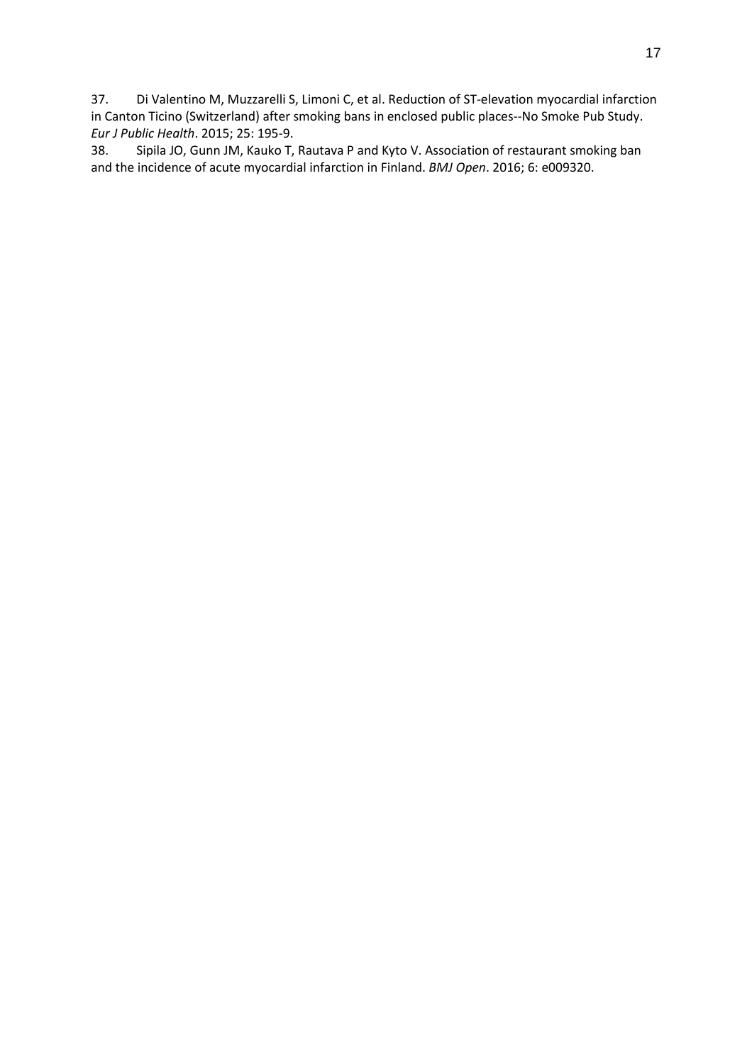37. Di Valentino M, Muzzarelli S, Limoni C, et al. Reduction of ST-elevation myocardial infarction in Canton Ticino (Switzerland) after smoking bans in enclosed public places--No Smoke Pub Study. *Eur J Public Health*. 2015; 25: 195-9.

38. Sipila JO, Gunn JM, Kauko T, Rautava P and Kyto V. Association of restaurant smoking ban and the incidence of acute myocardial infarction in Finland. *BMJ Open*. 2016; 6: e009320.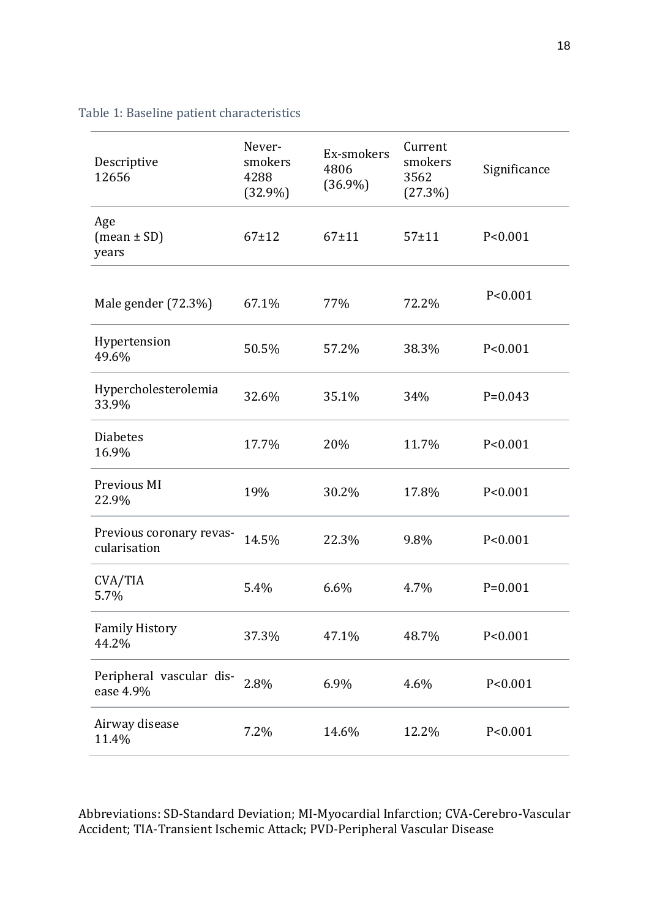Table 1: Baseline patient characteristics

| Descriptive 12656 | Never-smokers 4288 (32.9%) | Ex-smokers 4806 (36.9%) | Current smokers 3562 (27.3%) | Significance |
|---|---|---|---|---|
| Age (mean ± SD) years | 67±12 | 67±11 | 57±11 | P<0.001 |
| Male gender (72.3%) | 67.1% | 77% | 72.2% | P<0.001 |
| Hypertension 49.6% | 50.5% | 57.2% | 38.3% | P<0.001 |
| Hypercholesterolemia 33.9% | 32.6% | 35.1% | 34% | P=0.043 |
| Diabetes 16.9% | 17.7% | 20% | 11.7% | P<0.001 |
| Previous MI 22.9% | 19% | 30.2% | 17.8% | P<0.001 |
| Previous coronary revascularisation | 14.5% | 22.3% | 9.8% | P<0.001 |
| CVA/TIA 5.7% | 5.4% | 6.6% | 4.7% | P=0.001 |
| Family History 44.2% | 37.3% | 47.1% | 48.7% | P<0.001 |
| Peripheral vascular disease 4.9% | 2.8% | 6.9% | 4.6% | P<0.001 |
| Airway disease 11.4% | 7.2% | 14.6% | 12.2% | P<0.001 |

Abbreviations: SD-Standard Deviation; MI-Myocardial Infarction; CVA-Cerebro-Vascular Accident; TIA-Transient Ischemic Attack; PVD-Peripheral Vascular Disease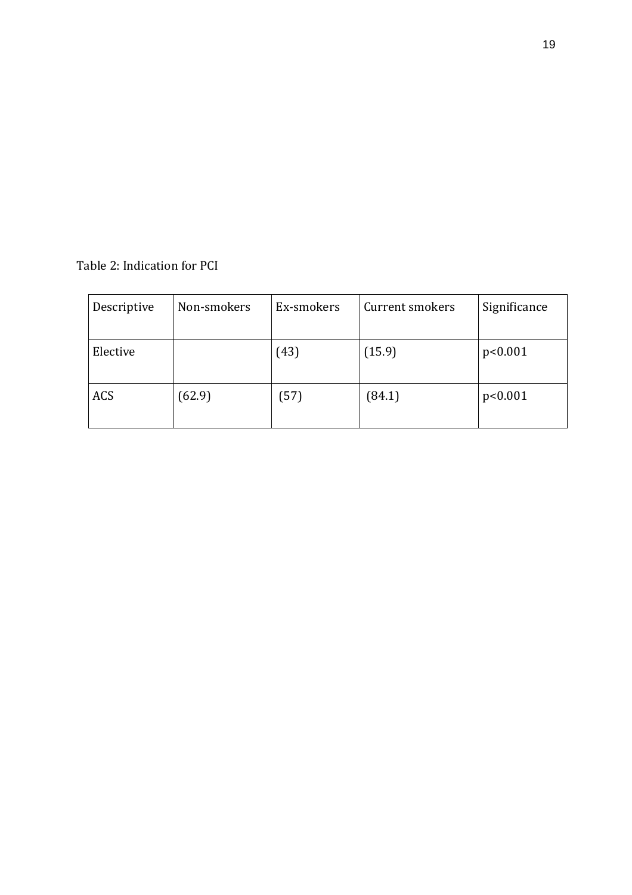Table 2: Indication for PCI

| Descriptive | Non-smokers | Ex-smokers | Current smokers | Significance |
| --- | --- | --- | --- | --- |
| Elective | | (43) | (15.9) | p<0.001 |
| ACS | (62.9) | (57) | (84.1) | p<0.001 |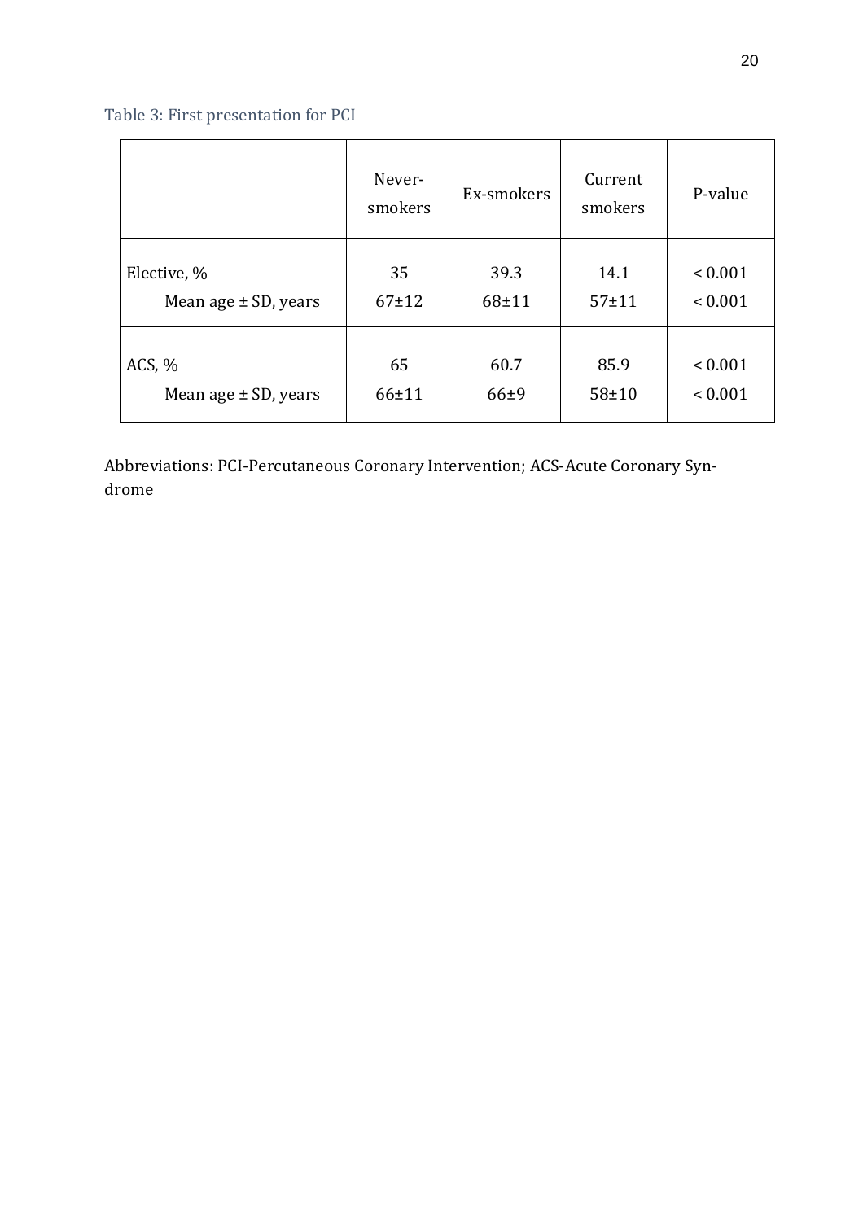Table 3: First presentation for PCI

| | Never-smokers | Ex-smokers | Current smokers | P-value |
|---|---|---|---|---|
| Elective, % | 35 | 39.3 | 14.1 | < 0.001 |
| Mean age ± SD, years | 67±12 | 68±11 | 57±11 | < 0.001 |
| ACS, % | 65 | 60.7 | 85.9 | < 0.001 |
| Mean age ± SD, years | 66±11 | 66±9 | 58±10 | < 0.001 |

Abbreviations: PCI-Percutaneous Coronary Intervention; ACS-Acute Coronary Syndrome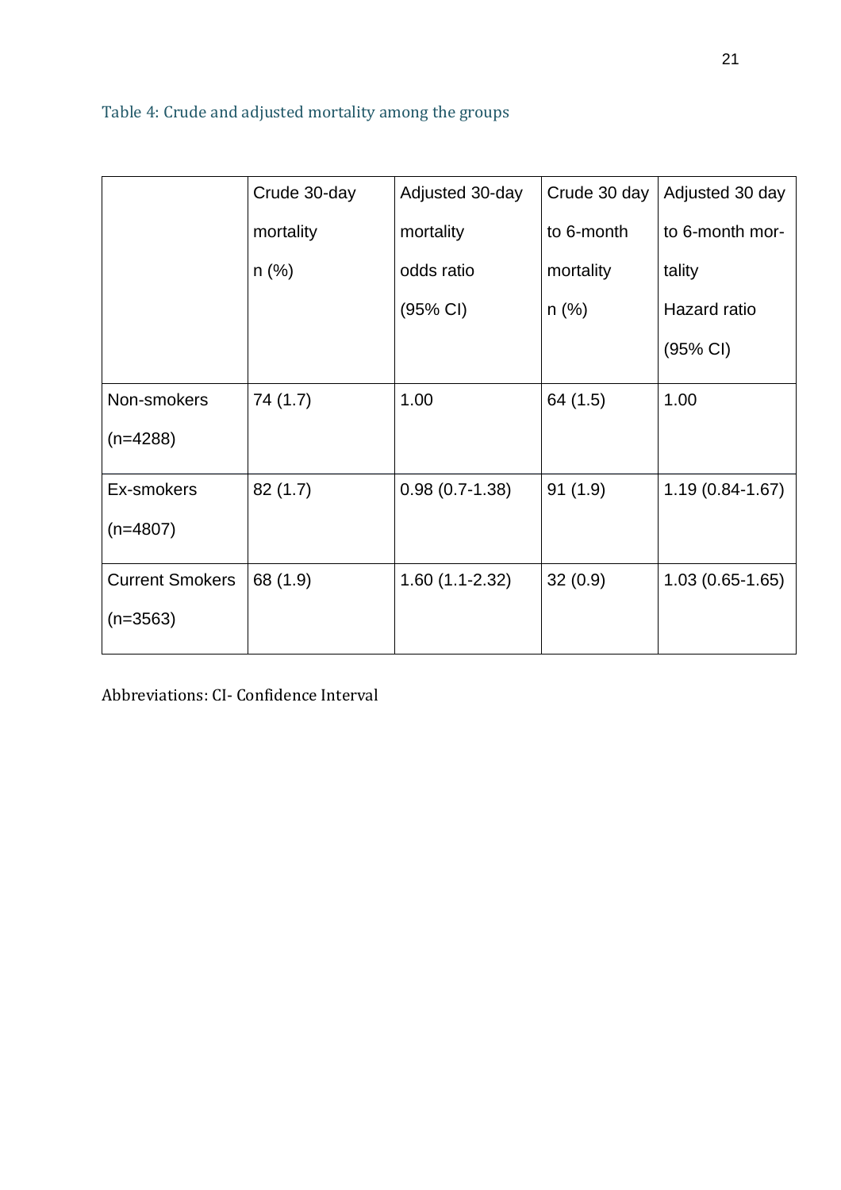Table 4: Crude and adjusted mortality among the groups

| | Crude 30-day mortality n (%) | Adjusted 30-day mortality odds ratio (95% CI) | Crude 30 day to 6-month mortality n (%) | Adjusted 30 day to 6-month mortality Hazard ratio (95% CI) |
|---|---|---|---|---|
| Non-smokers (n=4288) | 74 (1.7) | 1.00 | 64 (1.5) | 1.00 |
| Ex-smokers (n=4807) | 82 (1.7) | 0.98 (0.7-1.38) | 91 (1.9) | 1.19 (0.84-1.67) |
| Current Smokers (n=3563) | 68 (1.9) | 1.60 (1.1-2.32) | 32 (0.9) | 1.03 (0.65-1.65) |

Abbreviations: CI- Confidence Interval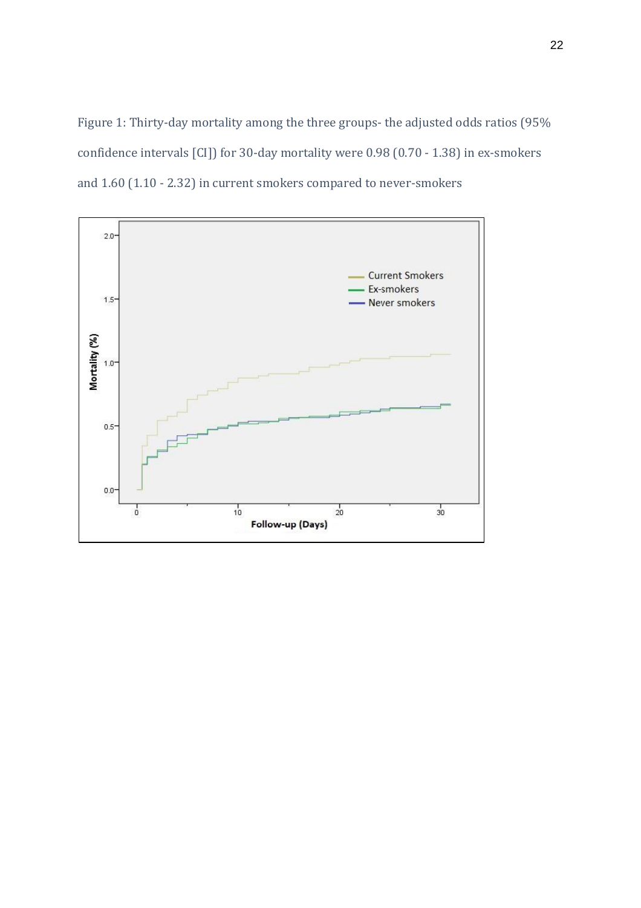Figure 1: Thirty-day mortality among the three groups- the adjusted odds ratios (95% confidence intervals [CI]) for 30-day mortality were 0.98 (0.70 - 1.38) in ex-smokers and 1.60 (1.10 - 2.32) in current smokers compared to never-smokers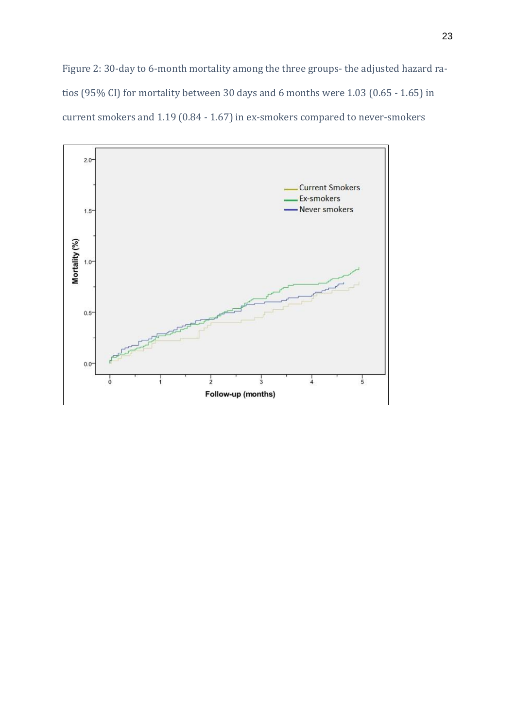Figure 2: 30-day to 6-month mortality among the three groups- the adjusted hazard ratios (95% CI) for mortality between 30 days and 6 months were 1.03 (0.65 - 1.65) in current smokers and 1.19 (0.84 - 1.67) in ex-smokers compared to never-smokers

Current Smokers
Ex-smokers
Never smokers

Mortality (%)

2.0
1.5
1.0
0.5
0.0

Follow-up (months)

0
1
2
3
4
5